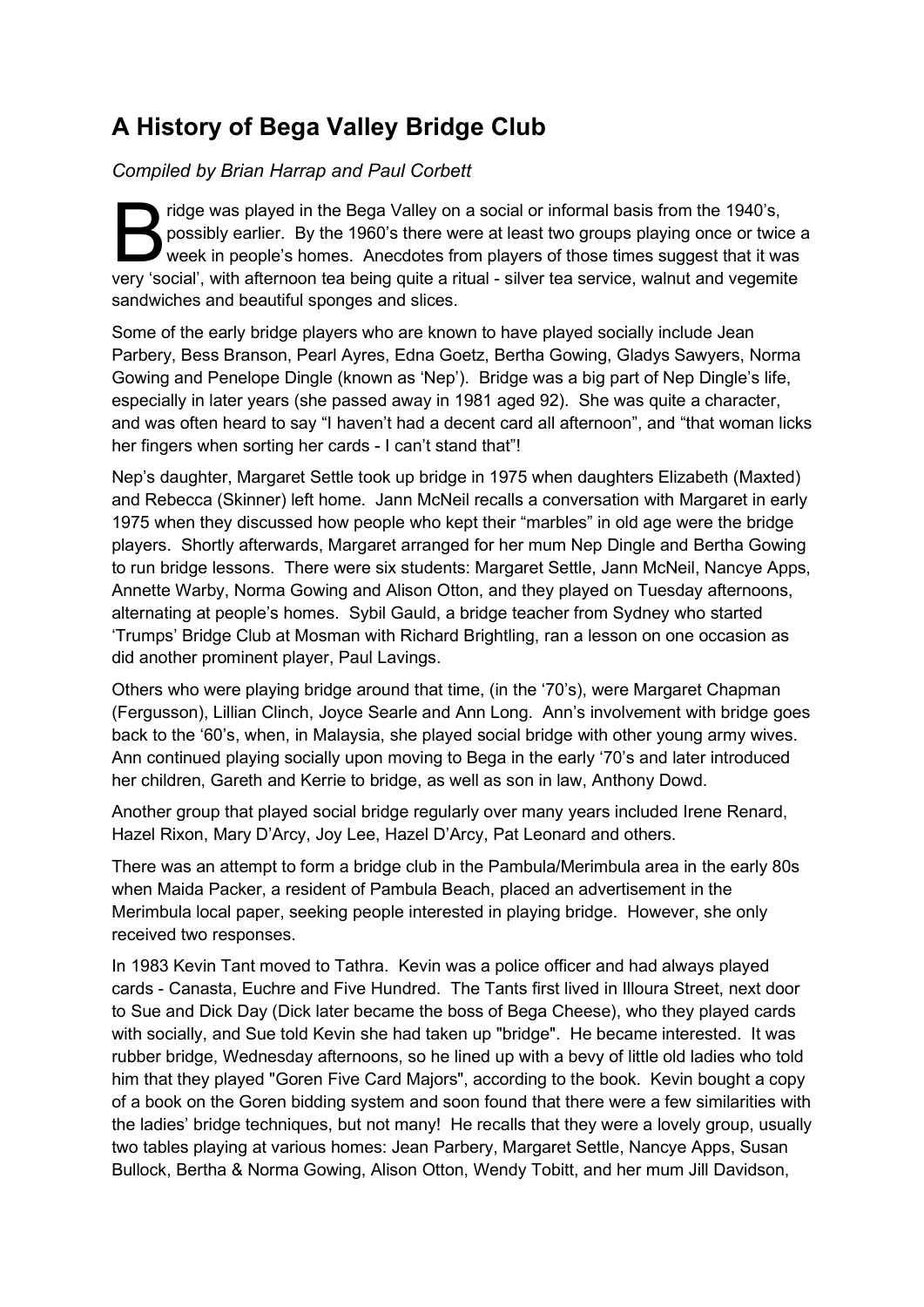# A History of Bega Valley Bridge Club

*Compiled by Brian Harrap and Paul Corbett*

Bridge was played in the Bega Valley on a social or informal basis from the 1940's, possibly earlier. By the 1960's there were at least two groups playing once or twice a week in people's homes. Anecdotes from players of those times suggest that it was very 'social', with afternoon tea being quite a ritual - silver tea service, walnut and vegemite sandwiches and beautiful sponges and slices.

Some of the early bridge players who are known to have played socially include Jean Parbery, Bess Branson, Pearl Ayres, Edna Goetz, Bertha Gowing, Gladys Sawyers, Norma Gowing and Penelope Dingle (known as 'Nep'). Bridge was a big part of Nep Dingle's life, especially in later years (she passed away in 1981 aged 92). She was quite a character, and was often heard to say "I haven't had a decent card all afternoon", and "that woman licks her fingers when sorting her cards - I can't stand that"!

Nep's daughter, Margaret Settle took up bridge in 1975 when daughters Elizabeth (Maxted) and Rebecca (Skinner) left home. Jann McNeil recalls a conversation with Margaret in early 1975 when they discussed how people who kept their "marbles" in old age were the bridge players. Shortly afterwards, Margaret arranged for her mum Nep Dingle and Bertha Gowing to run bridge lessons. There were six students: Margaret Settle, Jann McNeil, Nancye Apps, Annette Warby, Norma Gowing and Alison Otton, and they played on Tuesday afternoons, alternating at people's homes. Sybil Gauld, a bridge teacher from Sydney who started 'Trumps' Bridge Club at Mosman with Richard Brightling, ran a lesson on one occasion as did another prominent player, Paul Lavings.

Others who were playing bridge around that time, (in the '70's), were Margaret Chapman (Fergusson), Lillian Clinch, Joyce Searle and Ann Long. Ann's involvement with bridge goes back to the '60's, when, in Malaysia, she played social bridge with other young army wives. Ann continued playing socially upon moving to Bega in the early '70's and later introduced her children, Gareth and Kerrie to bridge, as well as son in law, Anthony Dowd.

Another group that played social bridge regularly over many years included Irene Renard, Hazel Rixon, Mary D'Arcy, Joy Lee, Hazel D'Arcy, Pat Leonard and others.

There was an attempt to form a bridge club in the Pambula/Merimbula area in the early 80s when Maida Packer, a resident of Pambula Beach, placed an advertisement in the Merimbula local paper, seeking people interested in playing bridge. However, she only received two responses.

In 1983 Kevin Tant moved to Tathra. Kevin was a police officer and had always played cards - Canasta, Euchre and Five Hundred. The Tants first lived in Illoura Street, next door to Sue and Dick Day (Dick later became the boss of Bega Cheese), who they played cards with socially, and Sue told Kevin she had taken up "bridge". He became interested. It was rubber bridge, Wednesday afternoons, so he lined up with a bevy of little old ladies who told him that they played "Goren Five Card Majors", according to the book. Kevin bought a copy of a book on the Goren bidding system and soon found that there were a few similarities with the ladies' bridge techniques, but not many! He recalls that they were a lovely group, usually two tables playing at various homes: Jean Parbery, Margaret Settle, Nancye Apps, Susan Bullock, Bertha & Norma Gowing, Alison Otton, Wendy Tobitt, and her mum Jill Davidson,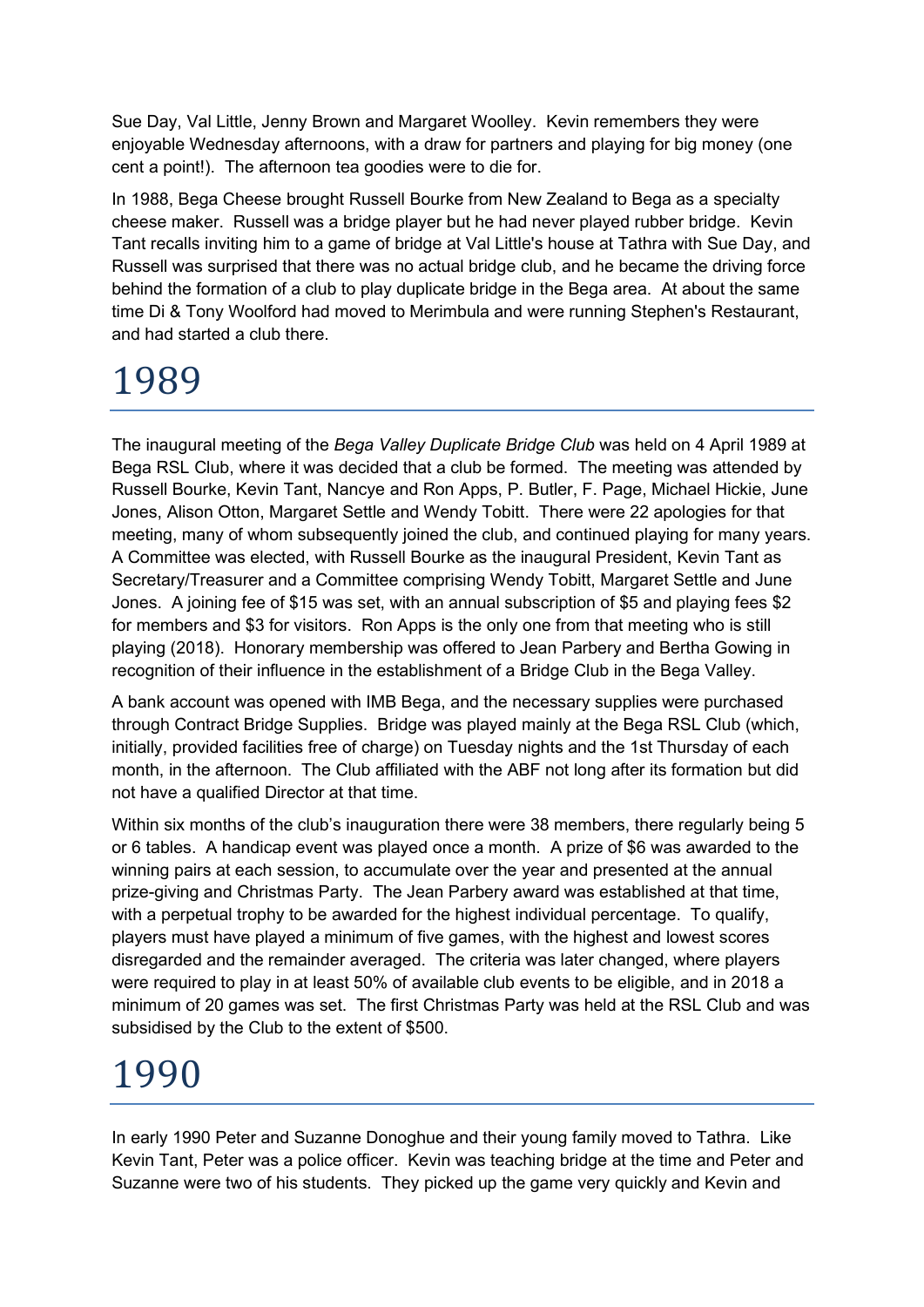Sue Day, Val Little, Jenny Brown and Margaret Woolley. Kevin remembers they were enjoyable Wednesday afternoons, with a draw for partners and playing for big money (one cent a point!). The afternoon tea goodies were to die for.

In 1988, Bega Cheese brought Russell Bourke from New Zealand to Bega as a specialty cheese maker. Russell was a bridge player but he had never played rubber bridge. Kevin Tant recalls inviting him to a game of bridge at Val Little's house at Tathra with Sue Day, and Russell was surprised that there was no actual bridge club, and he became the driving force behind the formation of a club to play duplicate bridge in the Bega area. At about the same time Di & Tony Woolford had moved to Merimbula and were running Stephen's Restaurant, and had started a club there.

# 1989

The inaugural meeting of the *Bega Valley Duplicate Bridge Club* was held on 4 April 1989 at Bega RSL Club, where it was decided that a club be formed. The meeting was attended by Russell Bourke, Kevin Tant, Nancye and Ron Apps, P. Butler, F. Page, Michael Hickie, June Jones, Alison Otton, Margaret Settle and Wendy Tobitt. There were 22 apologies for that meeting, many of whom subsequently joined the club, and continued playing for many years. A Committee was elected, with Russell Bourke as the inaugural President, Kevin Tant as Secretary/Treasurer and a Committee comprising Wendy Tobitt, Margaret Settle and June Jones. A joining fee of $15 was set, with an annual subscription of $5 and playing fees $2 for members and $3 for visitors. Ron Apps is the only one from that meeting who is still playing (2018). Honorary membership was offered to Jean Parbery and Bertha Gowing in recognition of their influence in the establishment of a Bridge Club in the Bega Valley.

A bank account was opened with IMB Bega, and the necessary supplies were purchased through Contract Bridge Supplies. Bridge was played mainly at the Bega RSL Club (which, initially, provided facilities free of charge) on Tuesday nights and the 1st Thursday of each month, in the afternoon. The Club affiliated with the ABF not long after its formation but did not have a qualified Director at that time.

Within six months of the club's inauguration there were 38 members, there regularly being 5 or 6 tables. A handicap event was played once a month. A prize of $6 was awarded to the winning pairs at each session, to accumulate over the year and presented at the annual prize-giving and Christmas Party. The Jean Parbery award was established at that time, with a perpetual trophy to be awarded for the highest individual percentage. To qualify, players must have played a minimum of five games, with the highest and lowest scores disregarded and the remainder averaged. The criteria was later changed, where players were required to play in at least 50% of available club events to be eligible, and in 2018 a minimum of 20 games was set. The first Christmas Party was held at the RSL Club and was subsidised by the Club to the extent of $500.

# 1990

In early 1990 Peter and Suzanne Donoghue and their young family moved to Tathra. Like Kevin Tant, Peter was a police officer. Kevin was teaching bridge at the time and Peter and Suzanne were two of his students. They picked up the game very quickly and Kevin and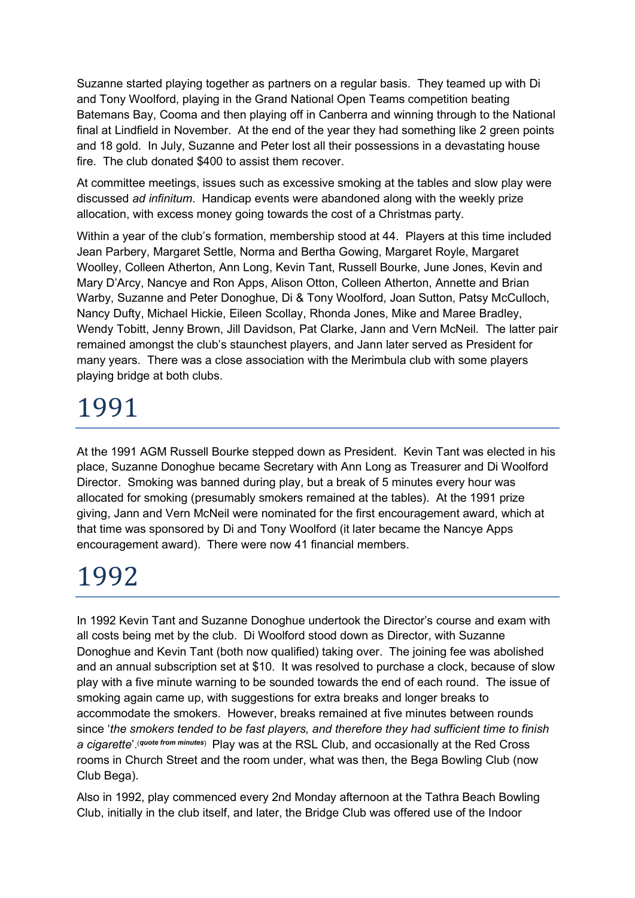Suzanne started playing together as partners on a regular basis. They teamed up with Di and Tony Woolford, playing in the Grand National Open Teams competition beating Batemans Bay, Cooma and then playing off in Canberra and winning through to the National final at Lindfield in November. At the end of the year they had something like 2 green points and 18 gold. In July, Suzanne and Peter lost all their possessions in a devastating house fire. The club donated $400 to assist them recover.

At committee meetings, issues such as excessive smoking at the tables and slow play were discussed *ad infinitum*. Handicap events were abandoned along with the weekly prize allocation, with excess money going towards the cost of a Christmas party.

Within a year of the club's formation, membership stood at 44. Players at this time included Jean Parbery, Margaret Settle, Norma and Bertha Gowing, Margaret Royle, Margaret Woolley, Colleen Atherton, Ann Long, Kevin Tant, Russell Bourke, June Jones, Kevin and Mary D'Arcy, Nancye and Ron Apps, Alison Otton, Colleen Atherton, Annette and Brian Warby, Suzanne and Peter Donoghue, Di & Tony Woolford, Joan Sutton, Patsy McCulloch, Nancy Dufty, Michael Hickie, Eileen Scollay, Rhonda Jones, Mike and Maree Bradley, Wendy Tobitt, Jenny Brown, Jill Davidson, Pat Clarke, Jann and Vern McNeil. The latter pair remained amongst the club's staunchest players, and Jann later served as President for many years. There was a close association with the Merimbula club with some players playing bridge at both clubs.

# 1991

At the 1991 AGM Russell Bourke stepped down as President. Kevin Tant was elected in his place, Suzanne Donoghue became Secretary with Ann Long as Treasurer and Di Woolford Director. Smoking was banned during play, but a break of 5 minutes every hour was allocated for smoking (presumably smokers remained at the tables). At the 1991 prize giving, Jann and Vern McNeil were nominated for the first encouragement award, which at that time was sponsored by Di and Tony Woolford (it later became the Nancye Apps encouragement award). There were now 41 financial members.

# 1992

In 1992 Kevin Tant and Suzanne Donoghue undertook the Director's course and exam with all costs being met by the club. Di Woolford stood down as Director, with Suzanne Donoghue and Kevin Tant (both now qualified) taking over. The joining fee was abolished and an annual subscription set at $10. It was resolved to purchase a clock, because of slow play with a five minute warning to be sounded towards the end of each round. The issue of smoking again came up, with suggestions for extra breaks and longer breaks to accommodate the smokers. However, breaks remained at five minutes between rounds since '*the smokers tended to be fast players, and therefore they had sufficient time to finish a cigarette*'.(***quote from minutes***) Play was at the RSL Club, and occasionally at the Red Cross rooms in Church Street and the room under, what was then, the Bega Bowling Club (now Club Bega).

Also in 1992, play commenced every 2nd Monday afternoon at the Tathra Beach Bowling Club, initially in the club itself, and later, the Bridge Club was offered use of the Indoor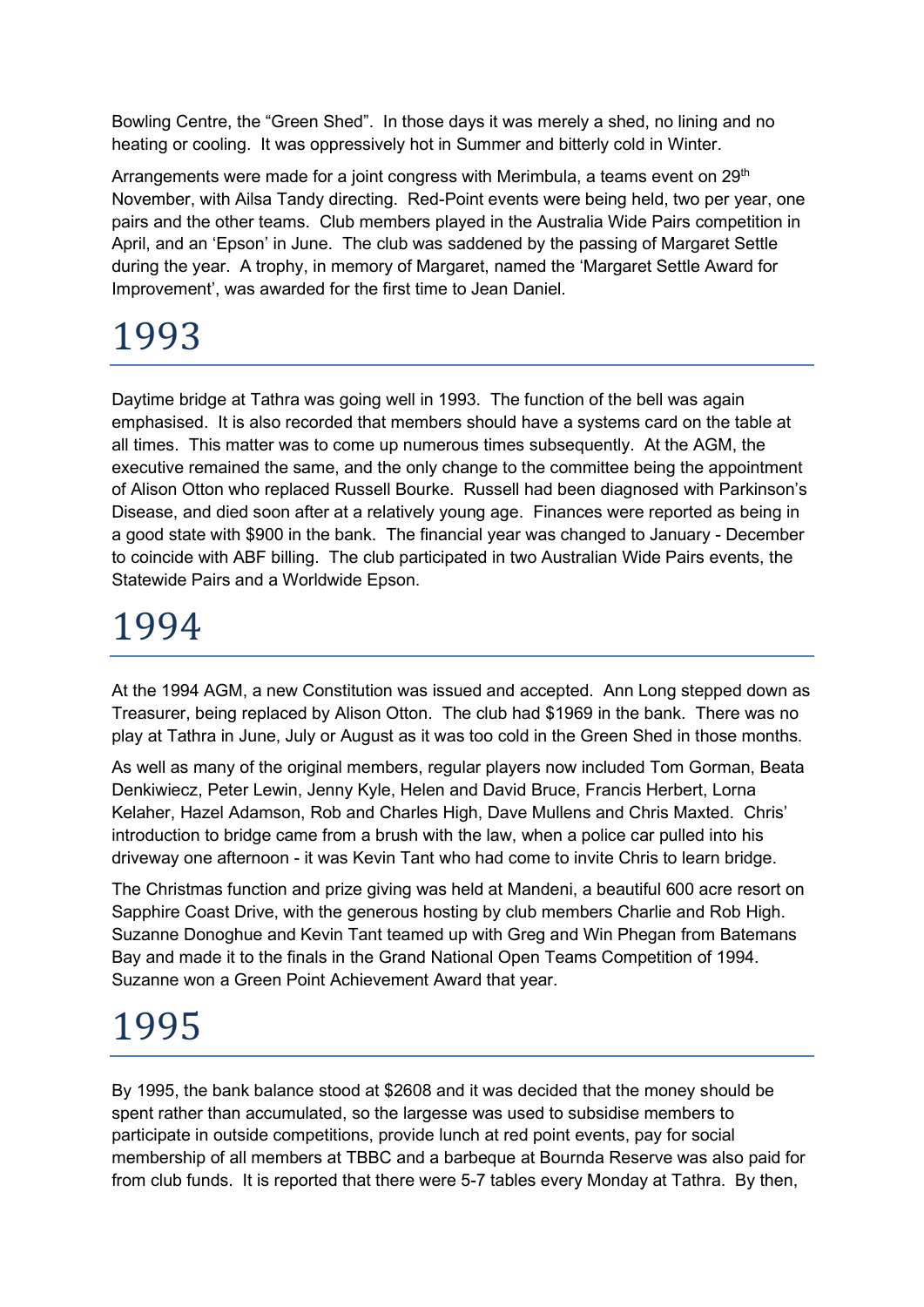Bowling Centre, the "Green Shed". In those days it was merely a shed, no lining and no heating or cooling. It was oppressively hot in Summer and bitterly cold in Winter.

Arrangements were made for a joint congress with Merimbula, a teams event on 29th November, with Ailsa Tandy directing. Red-Point events were being held, two per year, one pairs and the other teams. Club members played in the Australia Wide Pairs competition in April, and an 'Epson' in June. The club was saddened by the passing of Margaret Settle during the year. A trophy, in memory of Margaret, named the 'Margaret Settle Award for Improvement', was awarded for the first time to Jean Daniel.

# 1993

Daytime bridge at Tathra was going well in 1993. The function of the bell was again emphasised. It is also recorded that members should have a systems card on the table at all times. This matter was to come up numerous times subsequently. At the AGM, the executive remained the same, and the only change to the committee being the appointment of Alison Otton who replaced Russell Bourke. Russell had been diagnosed with Parkinson's Disease, and died soon after at a relatively young age. Finances were reported as being in a good state with $900 in the bank. The financial year was changed to January - December to coincide with ABF billing. The club participated in two Australian Wide Pairs events, the Statewide Pairs and a Worldwide Epson.

# 1994

At the 1994 AGM, a new Constitution was issued and accepted. Ann Long stepped down as Treasurer, being replaced by Alison Otton. The club had $1969 in the bank. There was no play at Tathra in June, July or August as it was too cold in the Green Shed in those months.

As well as many of the original members, regular players now included Tom Gorman, Beata Denkiwiecz, Peter Lewin, Jenny Kyle, Helen and David Bruce, Francis Herbert, Lorna Kelaher, Hazel Adamson, Rob and Charles High, Dave Mullens and Chris Maxted. Chris' introduction to bridge came from a brush with the law, when a police car pulled into his driveway one afternoon - it was Kevin Tant who had come to invite Chris to learn bridge.

The Christmas function and prize giving was held at Mandeni, a beautiful 600 acre resort on Sapphire Coast Drive, with the generous hosting by club members Charlie and Rob High. Suzanne Donoghue and Kevin Tant teamed up with Greg and Win Phegan from Batemans Bay and made it to the finals in the Grand National Open Teams Competition of 1994. Suzanne won a Green Point Achievement Award that year.

# 1995

By 1995, the bank balance stood at $2608 and it was decided that the money should be spent rather than accumulated, so the largesse was used to subsidise members to participate in outside competitions, provide lunch at red point events, pay for social membership of all members at TBBC and a barbeque at Bournda Reserve was also paid for from club funds. It is reported that there were 5-7 tables every Monday at Tathra. By then,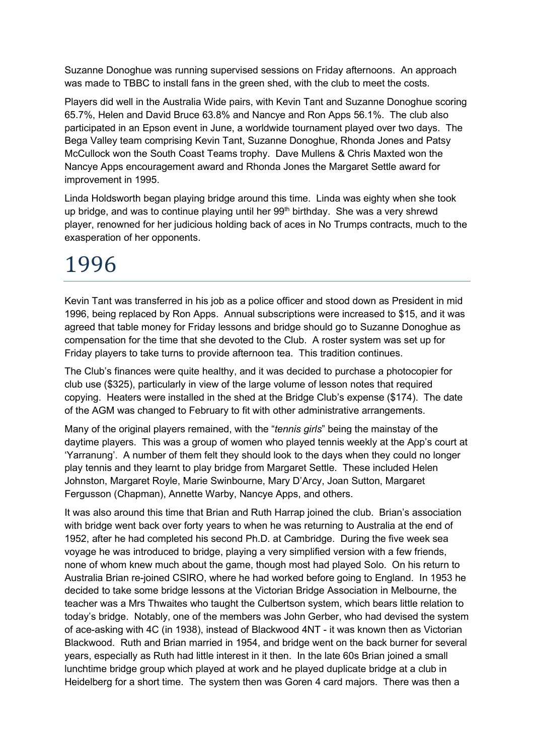Suzanne Donoghue was running supervised sessions on Friday afternoons. An approach was made to TBBC to install fans in the green shed, with the club to meet the costs.

Players did well in the Australia Wide pairs, with Kevin Tant and Suzanne Donoghue scoring 65.7%, Helen and David Bruce 63.8% and Nancye and Ron Apps 56.1%. The club also participated in an Epson event in June, a worldwide tournament played over two days. The Bega Valley team comprising Kevin Tant, Suzanne Donoghue, Rhonda Jones and Patsy McCullock won the South Coast Teams trophy. Dave Mullens & Chris Maxted won the Nancye Apps encouragement award and Rhonda Jones the Margaret Settle award for improvement in 1995.

Linda Holdsworth began playing bridge around this time. Linda was eighty when she took up bridge, and was to continue playing until her 99th birthday. She was a very shrewd player, renowned for her judicious holding back of aces in No Trumps contracts, much to the exasperation of her opponents.

# 1996

Kevin Tant was transferred in his job as a police officer and stood down as President in mid 1996, being replaced by Ron Apps. Annual subscriptions were increased to $15, and it was agreed that table money for Friday lessons and bridge should go to Suzanne Donoghue as compensation for the time that she devoted to the Club. A roster system was set up for Friday players to take turns to provide afternoon tea. This tradition continues.

The Club's finances were quite healthy, and it was decided to purchase a photocopier for club use ($325), particularly in view of the large volume of lesson notes that required copying. Heaters were installed in the shed at the Bridge Club's expense ($174). The date of the AGM was changed to February to fit with other administrative arrangements.

Many of the original players remained, with the "*tennis girls*" being the mainstay of the daytime players. This was a group of women who played tennis weekly at the App's court at 'Yarranung'. A number of them felt they should look to the days when they could no longer play tennis and they learnt to play bridge from Margaret Settle. These included Helen Johnston, Margaret Royle, Marie Swinbourne, Mary D'Arcy, Joan Sutton, Margaret Fergusson (Chapman), Annette Warby, Nancye Apps, and others.

It was also around this time that Brian and Ruth Harrap joined the club. Brian's association with bridge went back over forty years to when he was returning to Australia at the end of 1952, after he had completed his second Ph.D. at Cambridge. During the five week sea voyage he was introduced to bridge, playing a very simplified version with a few friends, none of whom knew much about the game, though most had played Solo. On his return to Australia Brian re-joined CSIRO, where he had worked before going to England. In 1953 he decided to take some bridge lessons at the Victorian Bridge Association in Melbourne, the teacher was a Mrs Thwaites who taught the Culbertson system, which bears little relation to today's bridge. Notably, one of the members was John Gerber, who had devised the system of ace-asking with 4C (in 1938), instead of Blackwood 4NT - it was known then as Victorian Blackwood. Ruth and Brian married in 1954, and bridge went on the back burner for several years, especially as Ruth had little interest in it then. In the late 60s Brian joined a small lunchtime bridge group which played at work and he played duplicate bridge at a club in Heidelberg for a short time. The system then was Goren 4 card majors. There was then a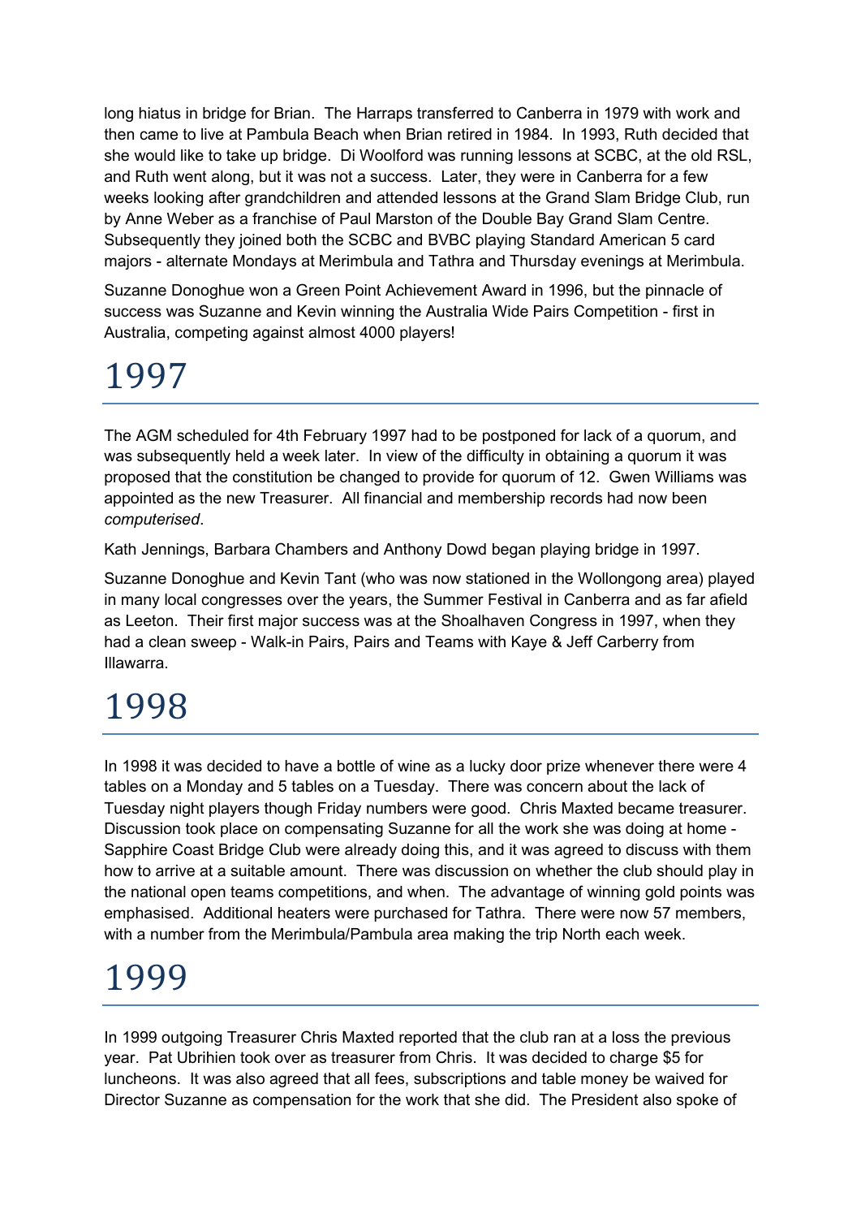long hiatus in bridge for Brian. The Harraps transferred to Canberra in 1979 with work and then came to live at Pambula Beach when Brian retired in 1984. In 1993, Ruth decided that she would like to take up bridge. Di Woolford was running lessons at SCBC, at the old RSL, and Ruth went along, but it was not a success. Later, they were in Canberra for a few weeks looking after grandchildren and attended lessons at the Grand Slam Bridge Club, run by Anne Weber as a franchise of Paul Marston of the Double Bay Grand Slam Centre. Subsequently they joined both the SCBC and BVBC playing Standard American 5 card majors - alternate Mondays at Merimbula and Tathra and Thursday evenings at Merimbula.

Suzanne Donoghue won a Green Point Achievement Award in 1996, but the pinnacle of success was Suzanne and Kevin winning the Australia Wide Pairs Competition - first in Australia, competing against almost 4000 players!

# 1997

The AGM scheduled for 4th February 1997 had to be postponed for lack of a quorum, and was subsequently held a week later. In view of the difficulty in obtaining a quorum it was proposed that the constitution be changed to provide for quorum of 12. Gwen Williams was appointed as the new Treasurer. All financial and membership records had now been *computerised*.

Kath Jennings, Barbara Chambers and Anthony Dowd began playing bridge in 1997.

Suzanne Donoghue and Kevin Tant (who was now stationed in the Wollongong area) played in many local congresses over the years, the Summer Festival in Canberra and as far afield as Leeton. Their first major success was at the Shoalhaven Congress in 1997, when they had a clean sweep - Walk-in Pairs, Pairs and Teams with Kaye & Jeff Carberry from Illawarra.

# 1998

In 1998 it was decided to have a bottle of wine as a lucky door prize whenever there were 4 tables on a Monday and 5 tables on a Tuesday. There was concern about the lack of Tuesday night players though Friday numbers were good. Chris Maxted became treasurer. Discussion took place on compensating Suzanne for all the work she was doing at home - Sapphire Coast Bridge Club were already doing this, and it was agreed to discuss with them how to arrive at a suitable amount. There was discussion on whether the club should play in the national open teams competitions, and when. The advantage of winning gold points was emphasised. Additional heaters were purchased for Tathra. There were now 57 members, with a number from the Merimbula/Pambula area making the trip North each week.

# 1999

In 1999 outgoing Treasurer Chris Maxted reported that the club ran at a loss the previous year. Pat Ubrihien took over as treasurer from Chris. It was decided to charge $5 for luncheons. It was also agreed that all fees, subscriptions and table money be waived for Director Suzanne as compensation for the work that she did. The President also spoke of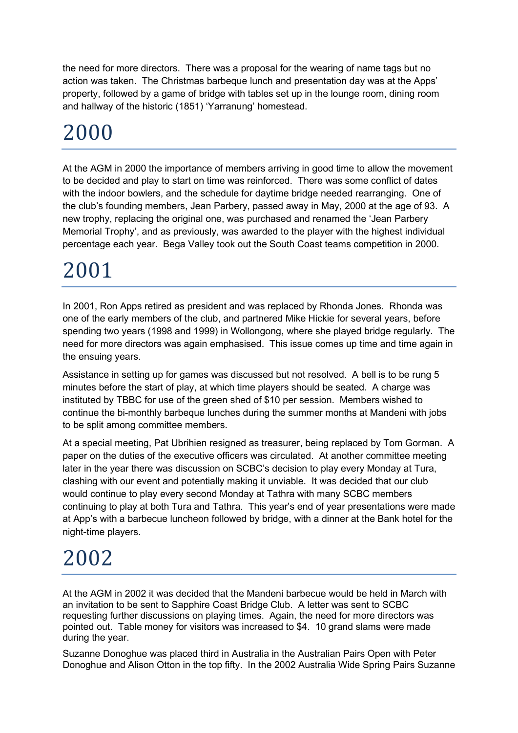the need for more directors. There was a proposal for the wearing of name tags but no action was taken. The Christmas barbeque lunch and presentation day was at the Apps' property, followed by a game of bridge with tables set up in the lounge room, dining room and hallway of the historic (1851) 'Yarranung' homestead.

# 2000

At the AGM in 2000 the importance of members arriving in good time to allow the movement to be decided and play to start on time was reinforced. There was some conflict of dates with the indoor bowlers, and the schedule for daytime bridge needed rearranging. One of the club's founding members, Jean Parbery, passed away in May, 2000 at the age of 93. A new trophy, replacing the original one, was purchased and renamed the 'Jean Parbery Memorial Trophy', and as previously, was awarded to the player with the highest individual percentage each year. Bega Valley took out the South Coast teams competition in 2000.

# 2001

In 2001, Ron Apps retired as president and was replaced by Rhonda Jones. Rhonda was one of the early members of the club, and partnered Mike Hickie for several years, before spending two years (1998 and 1999) in Wollongong, where she played bridge regularly. The need for more directors was again emphasised. This issue comes up time and time again in the ensuing years.

Assistance in setting up for games was discussed but not resolved. A bell is to be rung 5 minutes before the start of play, at which time players should be seated. A charge was instituted by TBBC for use of the green shed of $10 per session. Members wished to continue the bi-monthly barbeque lunches during the summer months at Mandeni with jobs to be split among committee members.

At a special meeting, Pat Ubrihien resigned as treasurer, being replaced by Tom Gorman. A paper on the duties of the executive officers was circulated. At another committee meeting later in the year there was discussion on SCBC's decision to play every Monday at Tura, clashing with our event and potentially making it unviable. It was decided that our club would continue to play every second Monday at Tathra with many SCBC members continuing to play at both Tura and Tathra. This year's end of year presentations were made at App's with a barbecue luncheon followed by bridge, with a dinner at the Bank hotel for the night-time players.

# 2002

At the AGM in 2002 it was decided that the Mandeni barbecue would be held in March with an invitation to be sent to Sapphire Coast Bridge Club. A letter was sent to SCBC requesting further discussions on playing times. Again, the need for more directors was pointed out. Table money for visitors was increased to $4. 10 grand slams were made during the year.

Suzanne Donoghue was placed third in Australia in the Australian Pairs Open with Peter Donoghue and Alison Otton in the top fifty. In the 2002 Australia Wide Spring Pairs Suzanne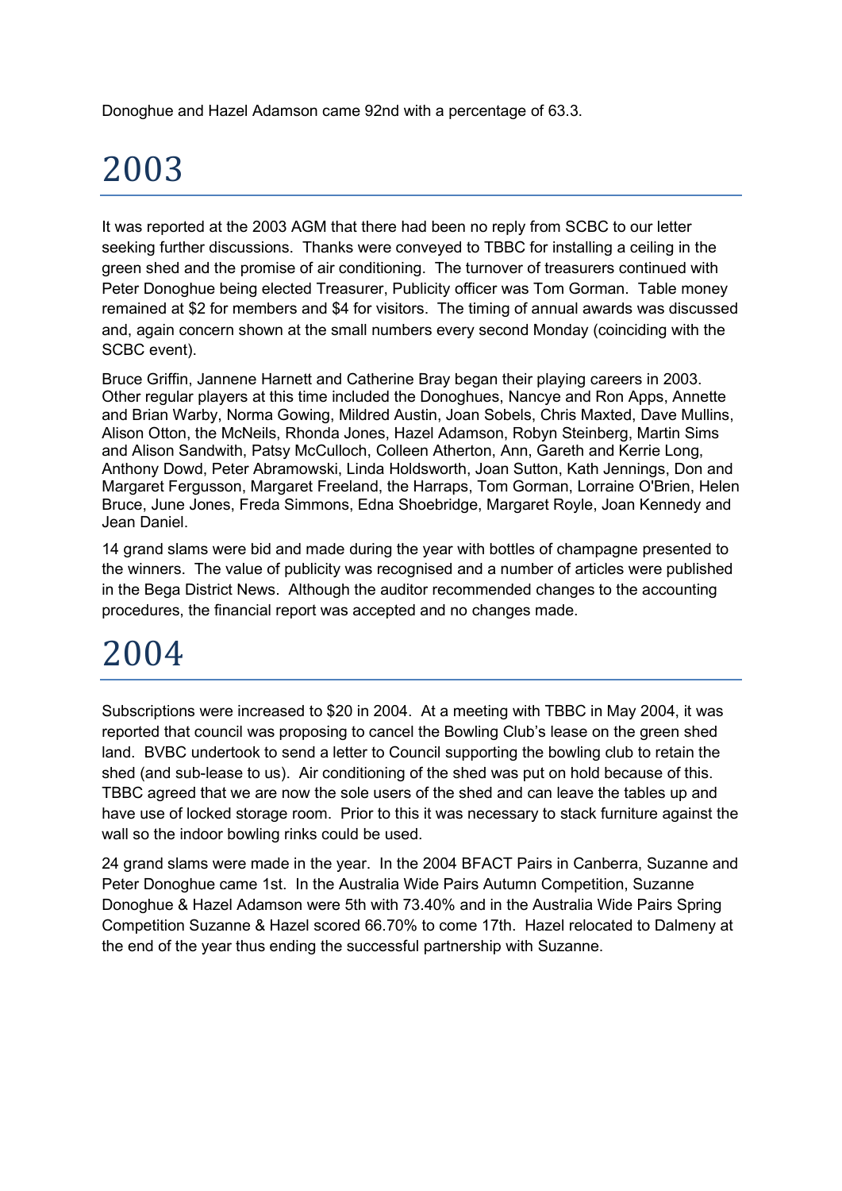Donoghue and Hazel Adamson came 92nd with a percentage of 63.3.

# 2003

It was reported at the 2003 AGM that there had been no reply from SCBC to our letter seeking further discussions. Thanks were conveyed to TBBC for installing a ceiling in the green shed and the promise of air conditioning. The turnover of treasurers continued with Peter Donoghue being elected Treasurer, Publicity officer was Tom Gorman. Table money remained at $2 for members and $4 for visitors. The timing of annual awards was discussed and, again concern shown at the small numbers every second Monday (coinciding with the SCBC event).

Bruce Griffin, Jannene Harnett and Catherine Bray began their playing careers in 2003. Other regular players at this time included the Donoghues, Nancye and Ron Apps, Annette and Brian Warby, Norma Gowing, Mildred Austin, Joan Sobels, Chris Maxted, Dave Mullins, Alison Otton, the McNeils, Rhonda Jones, Hazel Adamson, Robyn Steinberg, Martin Sims and Alison Sandwith, Patsy McCulloch, Colleen Atherton, Ann, Gareth and Kerrie Long, Anthony Dowd, Peter Abramowski, Linda Holdsworth, Joan Sutton, Kath Jennings, Don and Margaret Fergusson, Margaret Freeland, the Harraps, Tom Gorman, Lorraine O'Brien, Helen Bruce, June Jones, Freda Simmons, Edna Shoebridge, Margaret Royle, Joan Kennedy and Jean Daniel.

14 grand slams were bid and made during the year with bottles of champagne presented to the winners. The value of publicity was recognised and a number of articles were published in the Bega District News. Although the auditor recommended changes to the accounting procedures, the financial report was accepted and no changes made.

# 2004

Subscriptions were increased to $20 in 2004. At a meeting with TBBC in May 2004, it was reported that council was proposing to cancel the Bowling Club's lease on the green shed land. BVBC undertook to send a letter to Council supporting the bowling club to retain the shed (and sub-lease to us). Air conditioning of the shed was put on hold because of this. TBBC agreed that we are now the sole users of the shed and can leave the tables up and have use of locked storage room. Prior to this it was necessary to stack furniture against the wall so the indoor bowling rinks could be used.

24 grand slams were made in the year. In the 2004 BFACT Pairs in Canberra, Suzanne and Peter Donoghue came 1st. In the Australia Wide Pairs Autumn Competition, Suzanne Donoghue & Hazel Adamson were 5th with 73.40% and in the Australia Wide Pairs Spring Competition Suzanne & Hazel scored 66.70% to come 17th. Hazel relocated to Dalmeny at the end of the year thus ending the successful partnership with Suzanne.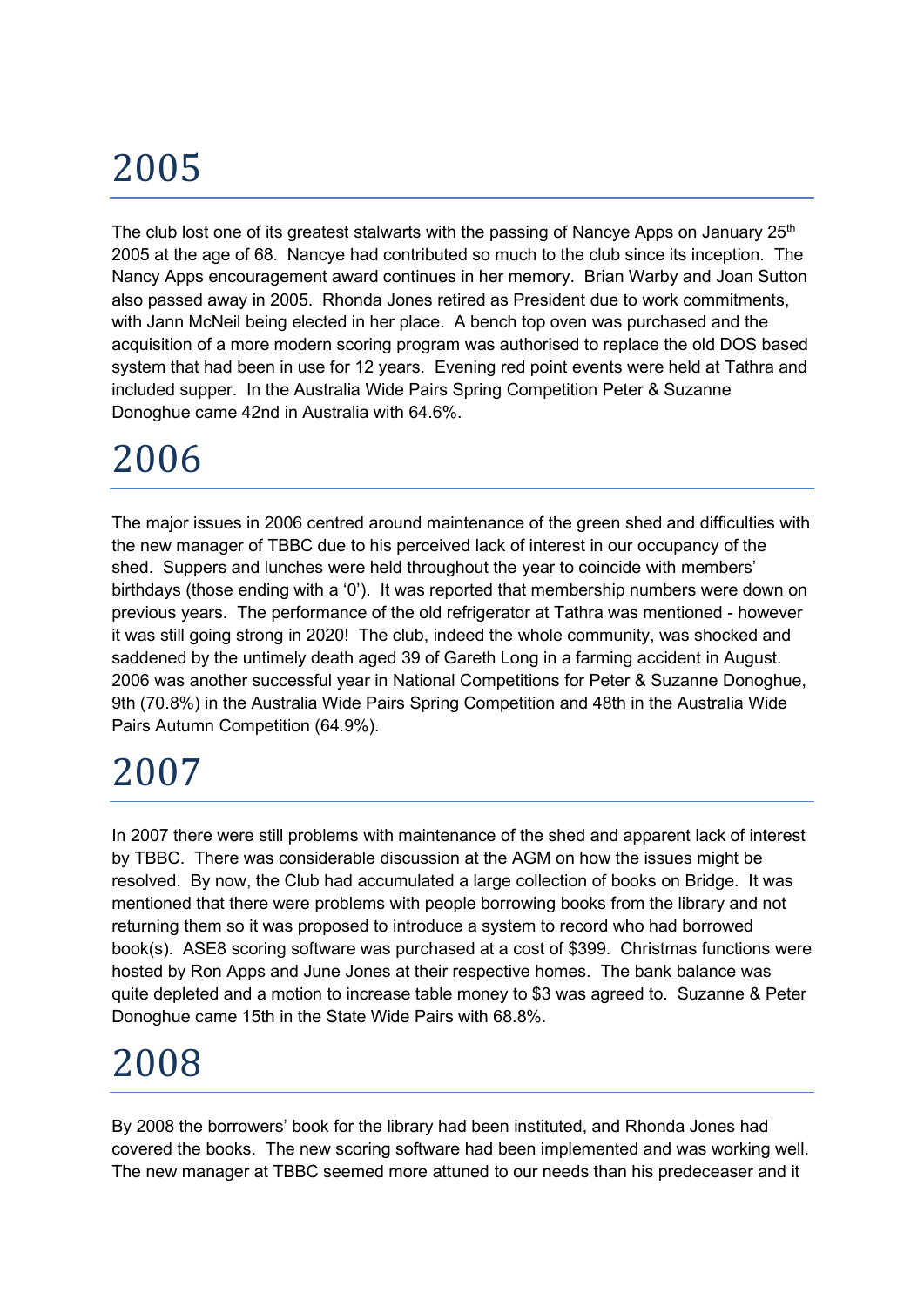# 2005

The club lost one of its greatest stalwarts with the passing of Nancye Apps on January 25th 2005 at the age of 68. Nancye had contributed so much to the club since its inception. The Nancy Apps encouragement award continues in her memory. Brian Warby and Joan Sutton also passed away in 2005. Rhonda Jones retired as President due to work commitments, with Jann McNeil being elected in her place. A bench top oven was purchased and the acquisition of a more modern scoring program was authorised to replace the old DOS based system that had been in use for 12 years. Evening red point events were held at Tathra and included supper. In the Australia Wide Pairs Spring Competition Peter & Suzanne Donoghue came 42nd in Australia with 64.6%.

# 2006

The major issues in 2006 centred around maintenance of the green shed and difficulties with the new manager of TBBC due to his perceived lack of interest in our occupancy of the shed. Suppers and lunches were held throughout the year to coincide with members' birthdays (those ending with a '0'). It was reported that membership numbers were down on previous years. The performance of the old refrigerator at Tathra was mentioned - however it was still going strong in 2020! The club, indeed the whole community, was shocked and saddened by the untimely death aged 39 of Gareth Long in a farming accident in August. 2006 was another successful year in National Competitions for Peter & Suzanne Donoghue, 9th (70.8%) in the Australia Wide Pairs Spring Competition and 48th in the Australia Wide Pairs Autumn Competition (64.9%).

# 2007

In 2007 there were still problems with maintenance of the shed and apparent lack of interest by TBBC. There was considerable discussion at the AGM on how the issues might be resolved. By now, the Club had accumulated a large collection of books on Bridge. It was mentioned that there were problems with people borrowing books from the library and not returning them so it was proposed to introduce a system to record who had borrowed book(s). ASE8 scoring software was purchased at a cost of $399. Christmas functions were hosted by Ron Apps and June Jones at their respective homes. The bank balance was quite depleted and a motion to increase table money to $3 was agreed to. Suzanne & Peter Donoghue came 15th in the State Wide Pairs with 68.8%.

# 2008

By 2008 the borrowers' book for the library had been instituted, and Rhonda Jones had covered the books. The new scoring software had been implemented and was working well. The new manager at TBBC seemed more attuned to our needs than his predeceaser and it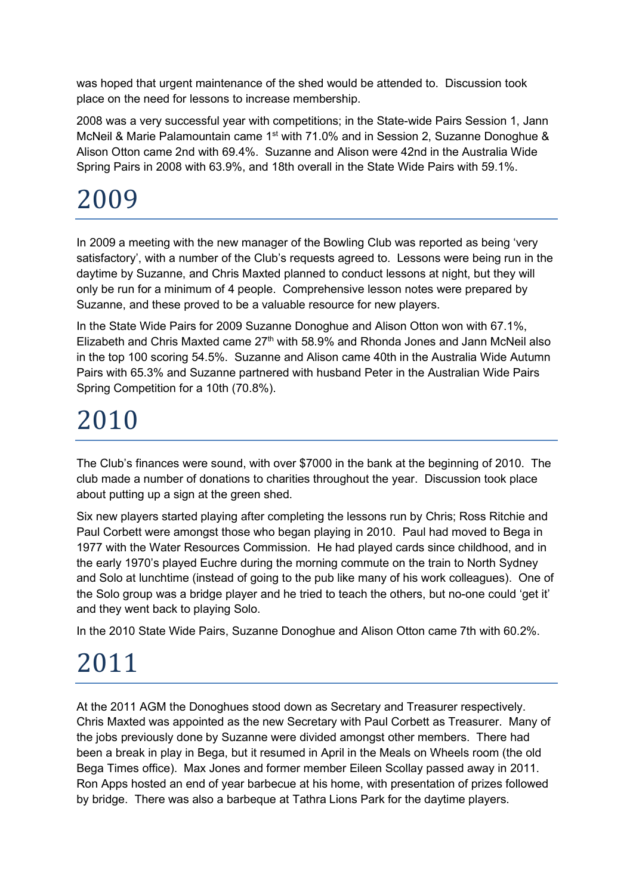was hoped that urgent maintenance of the shed would be attended to. Discussion took place on the need for lessons to increase membership.

2008 was a very successful year with competitions; in the State-wide Pairs Session 1, Jann McNeil & Marie Palamountain came 1st with 71.0% and in Session 2, Suzanne Donoghue & Alison Otton came 2nd with 69.4%. Suzanne and Alison were 42nd in the Australia Wide Spring Pairs in 2008 with 63.9%, and 18th overall in the State Wide Pairs with 59.1%.

# 2009

In 2009 a meeting with the new manager of the Bowling Club was reported as being 'very satisfactory', with a number of the Club's requests agreed to. Lessons were being run in the daytime by Suzanne, and Chris Maxted planned to conduct lessons at night, but they will only be run for a minimum of 4 people. Comprehensive lesson notes were prepared by Suzanne, and these proved to be a valuable resource for new players.

In the State Wide Pairs for 2009 Suzanne Donoghue and Alison Otton won with 67.1%, Elizabeth and Chris Maxted came 27th with 58.9% and Rhonda Jones and Jann McNeil also in the top 100 scoring 54.5%. Suzanne and Alison came 40th in the Australia Wide Autumn Pairs with 65.3% and Suzanne partnered with husband Peter in the Australian Wide Pairs Spring Competition for a 10th (70.8%).

# 2010

The Club's finances were sound, with over $7000 in the bank at the beginning of 2010. The club made a number of donations to charities throughout the year. Discussion took place about putting up a sign at the green shed.

Six new players started playing after completing the lessons run by Chris; Ross Ritchie and Paul Corbett were amongst those who began playing in 2010. Paul had moved to Bega in 1977 with the Water Resources Commission. He had played cards since childhood, and in the early 1970's played Euchre during the morning commute on the train to North Sydney and Solo at lunchtime (instead of going to the pub like many of his work colleagues). One of the Solo group was a bridge player and he tried to teach the others, but no-one could 'get it' and they went back to playing Solo.

In the 2010 State Wide Pairs, Suzanne Donoghue and Alison Otton came 7th with 60.2%.

# 2011

At the 2011 AGM the Donoghues stood down as Secretary and Treasurer respectively. Chris Maxted was appointed as the new Secretary with Paul Corbett as Treasurer. Many of the jobs previously done by Suzanne were divided amongst other members. There had been a break in play in Bega, but it resumed in April in the Meals on Wheels room (the old Bega Times office). Max Jones and former member Eileen Scollay passed away in 2011. Ron Apps hosted an end of year barbecue at his home, with presentation of prizes followed by bridge. There was also a barbeque at Tathra Lions Park for the daytime players.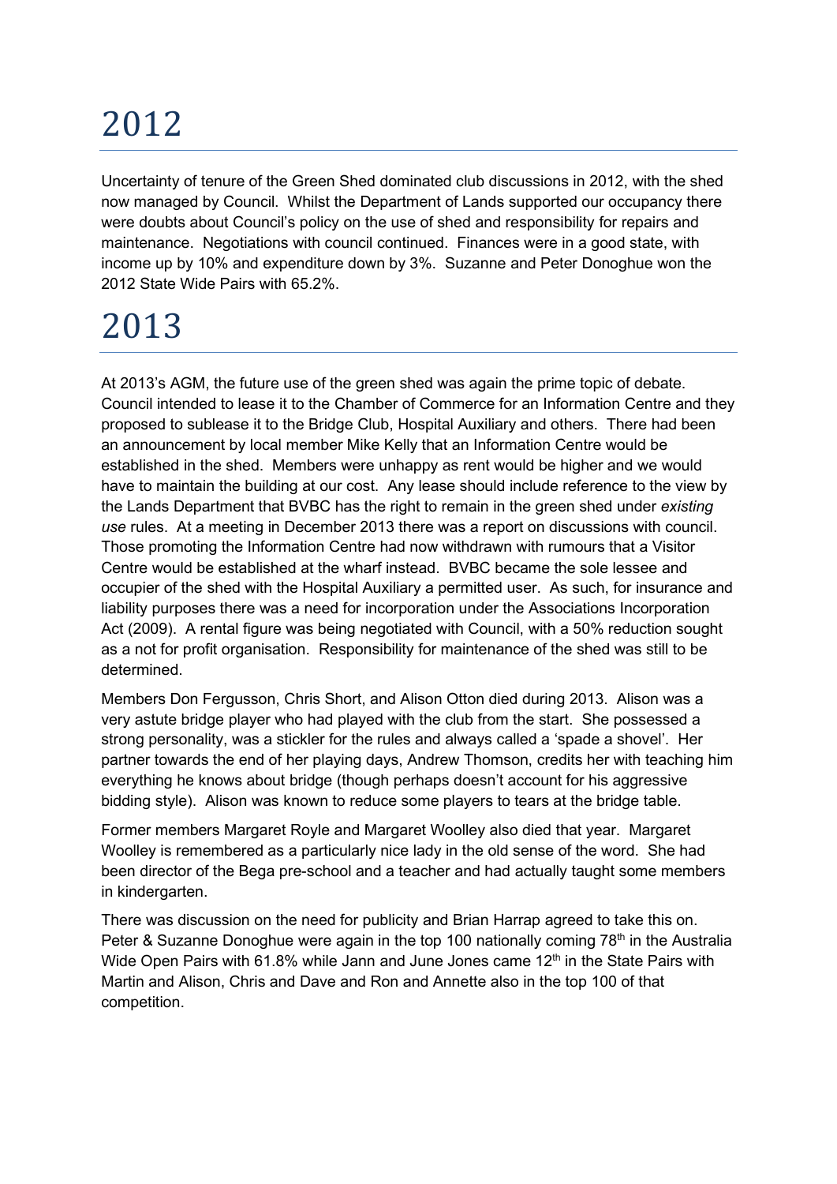# 2012

Uncertainty of tenure of the Green Shed dominated club discussions in 2012, with the shed now managed by Council. Whilst the Department of Lands supported our occupancy there were doubts about Council's policy on the use of shed and responsibility for repairs and maintenance. Negotiations with council continued. Finances were in a good state, with income up by 10% and expenditure down by 3%. Suzanne and Peter Donoghue won the 2012 State Wide Pairs with 65.2%.

# 2013

At 2013's AGM, the future use of the green shed was again the prime topic of debate. Council intended to lease it to the Chamber of Commerce for an Information Centre and they proposed to sublease it to the Bridge Club, Hospital Auxiliary and others. There had been an announcement by local member Mike Kelly that an Information Centre would be established in the shed. Members were unhappy as rent would be higher and we would have to maintain the building at our cost. Any lease should include reference to the view by the Lands Department that BVBC has the right to remain in the green shed under *existing use* rules. At a meeting in December 2013 there was a report on discussions with council. Those promoting the Information Centre had now withdrawn with rumours that a Visitor Centre would be established at the wharf instead. BVBC became the sole lessee and occupier of the shed with the Hospital Auxiliary a permitted user. As such, for insurance and liability purposes there was a need for incorporation under the Associations Incorporation Act (2009). A rental figure was being negotiated with Council, with a 50% reduction sought as a not for profit organisation. Responsibility for maintenance of the shed was still to be determined.

Members Don Fergusson, Chris Short, and Alison Otton died during 2013. Alison was a very astute bridge player who had played with the club from the start. She possessed a strong personality, was a stickler for the rules and always called a 'spade a shovel'. Her partner towards the end of her playing days, Andrew Thomson, credits her with teaching him everything he knows about bridge (though perhaps doesn't account for his aggressive bidding style). Alison was known to reduce some players to tears at the bridge table.

Former members Margaret Royle and Margaret Woolley also died that year. Margaret Woolley is remembered as a particularly nice lady in the old sense of the word. She had been director of the Bega pre-school and a teacher and had actually taught some members in kindergarten.

There was discussion on the need for publicity and Brian Harrap agreed to take this on. Peter & Suzanne Donoghue were again in the top 100 nationally coming 78th in the Australia Wide Open Pairs with 61.8% while Jann and June Jones came 12th in the State Pairs with Martin and Alison, Chris and Dave and Ron and Annette also in the top 100 of that competition.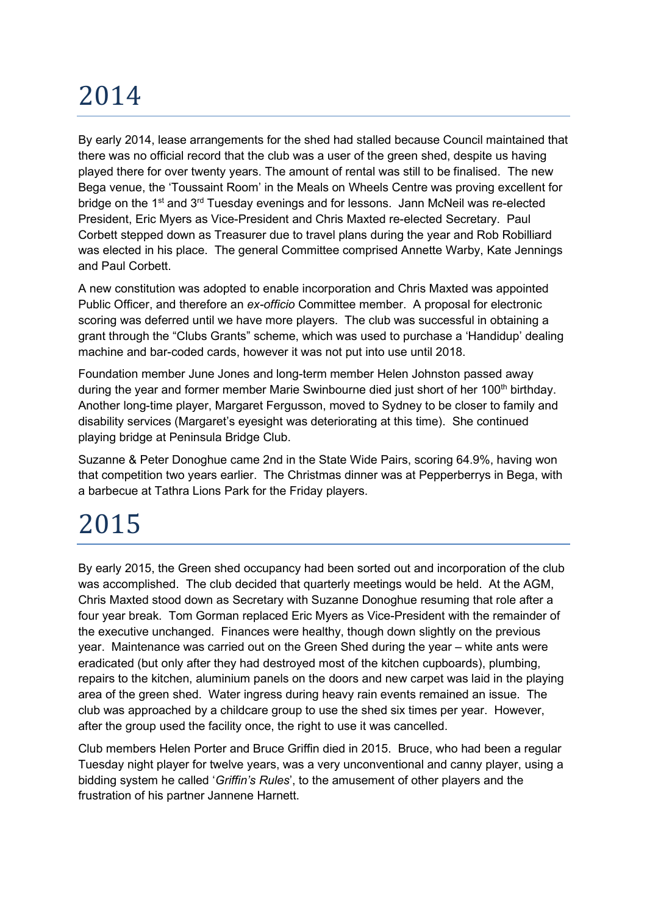# 2014

By early 2014, lease arrangements for the shed had stalled because Council maintained that there was no official record that the club was a user of the green shed, despite us having played there for over twenty years. The amount of rental was still to be finalised. The new Bega venue, the 'Toussaint Room' in the Meals on Wheels Centre was proving excellent for bridge on the 1st and 3rd Tuesday evenings and for lessons. Jann McNeil was re-elected President, Eric Myers as Vice-President and Chris Maxted re-elected Secretary. Paul Corbett stepped down as Treasurer due to travel plans during the year and Rob Robilliard was elected in his place. The general Committee comprised Annette Warby, Kate Jennings and Paul Corbett.

A new constitution was adopted to enable incorporation and Chris Maxted was appointed Public Officer, and therefore an *ex-officio* Committee member. A proposal for electronic scoring was deferred until we have more players. The club was successful in obtaining a grant through the "Clubs Grants" scheme, which was used to purchase a 'Handidup' dealing machine and bar-coded cards, however it was not put into use until 2018.

Foundation member June Jones and long-term member Helen Johnston passed away during the year and former member Marie Swinbourne died just short of her 100th birthday. Another long-time player, Margaret Fergusson, moved to Sydney to be closer to family and disability services (Margaret's eyesight was deteriorating at this time). She continued playing bridge at Peninsula Bridge Club.

Suzanne & Peter Donoghue came 2nd in the State Wide Pairs, scoring 64.9%, having won that competition two years earlier. The Christmas dinner was at Pepperberrys in Bega, with a barbecue at Tathra Lions Park for the Friday players.

# 2015

By early 2015, the Green shed occupancy had been sorted out and incorporation of the club was accomplished. The club decided that quarterly meetings would be held. At the AGM, Chris Maxted stood down as Secretary with Suzanne Donoghue resuming that role after a four year break. Tom Gorman replaced Eric Myers as Vice-President with the remainder of the executive unchanged. Finances were healthy, though down slightly on the previous year. Maintenance was carried out on the Green Shed during the year – white ants were eradicated (but only after they had destroyed most of the kitchen cupboards), plumbing, repairs to the kitchen, aluminium panels on the doors and new carpet was laid in the playing area of the green shed. Water ingress during heavy rain events remained an issue. The club was approached by a childcare group to use the shed six times per year. However, after the group used the facility once, the right to use it was cancelled.

Club members Helen Porter and Bruce Griffin died in 2015. Bruce, who had been a regular Tuesday night player for twelve years, was a very unconventional and canny player, using a bidding system he called '*Griffin's Rules*', to the amusement of other players and the frustration of his partner Jannene Harnett.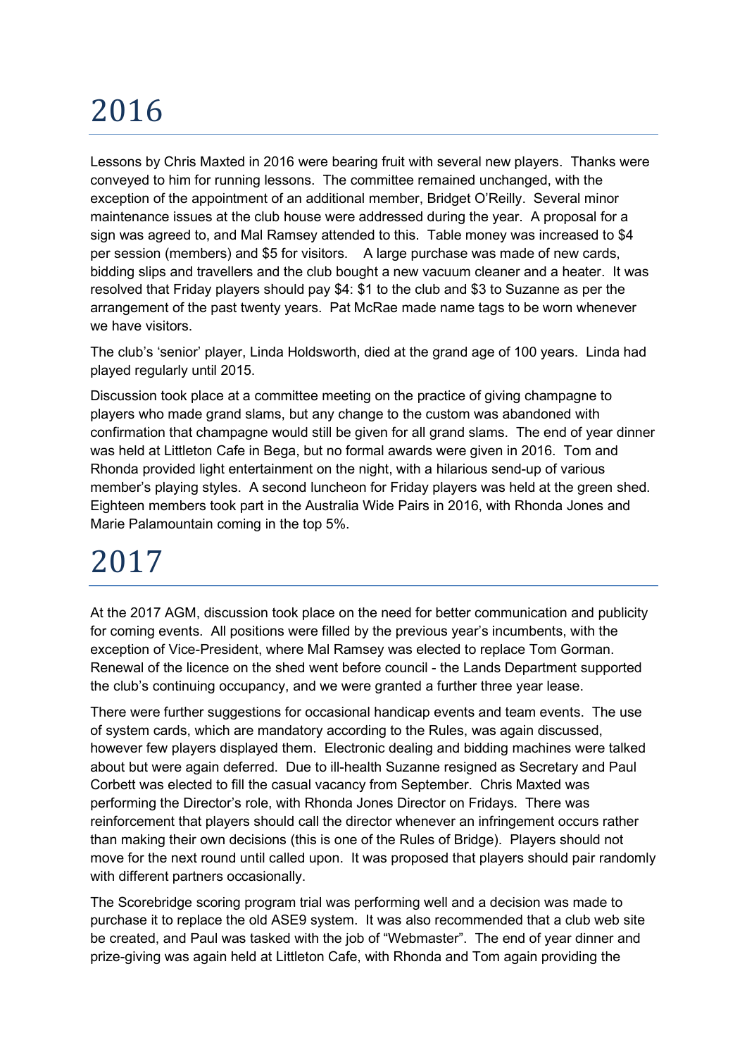# 2016

Lessons by Chris Maxted in 2016 were bearing fruit with several new players. Thanks were conveyed to him for running lessons. The committee remained unchanged, with the exception of the appointment of an additional member, Bridget O'Reilly. Several minor maintenance issues at the club house were addressed during the year. A proposal for a sign was agreed to, and Mal Ramsey attended to this. Table money was increased to $4 per session (members) and $5 for visitors. A large purchase was made of new cards, bidding slips and travellers and the club bought a new vacuum cleaner and a heater. It was resolved that Friday players should pay $4: $1 to the club and $3 to Suzanne as per the arrangement of the past twenty years. Pat McRae made name tags to be worn whenever we have visitors.

The club's 'senior' player, Linda Holdsworth, died at the grand age of 100 years. Linda had played regularly until 2015.

Discussion took place at a committee meeting on the practice of giving champagne to players who made grand slams, but any change to the custom was abandoned with confirmation that champagne would still be given for all grand slams. The end of year dinner was held at Littleton Cafe in Bega, but no formal awards were given in 2016. Tom and Rhonda provided light entertainment on the night, with a hilarious send-up of various member's playing styles. A second luncheon for Friday players was held at the green shed. Eighteen members took part in the Australia Wide Pairs in 2016, with Rhonda Jones and Marie Palamountain coming in the top 5%.

# 2017

At the 2017 AGM, discussion took place on the need for better communication and publicity for coming events. All positions were filled by the previous year's incumbents, with the exception of Vice-President, where Mal Ramsey was elected to replace Tom Gorman. Renewal of the licence on the shed went before council - the Lands Department supported the club's continuing occupancy, and we were granted a further three year lease.

There were further suggestions for occasional handicap events and team events. The use of system cards, which are mandatory according to the Rules, was again discussed, however few players displayed them. Electronic dealing and bidding machines were talked about but were again deferred. Due to ill-health Suzanne resigned as Secretary and Paul Corbett was elected to fill the casual vacancy from September. Chris Maxted was performing the Director's role, with Rhonda Jones Director on Fridays. There was reinforcement that players should call the director whenever an infringement occurs rather than making their own decisions (this is one of the Rules of Bridge). Players should not move for the next round until called upon. It was proposed that players should pair randomly with different partners occasionally.

The Scorebridge scoring program trial was performing well and a decision was made to purchase it to replace the old ASE9 system. It was also recommended that a club web site be created, and Paul was tasked with the job of "Webmaster". The end of year dinner and prize-giving was again held at Littleton Cafe, with Rhonda and Tom again providing the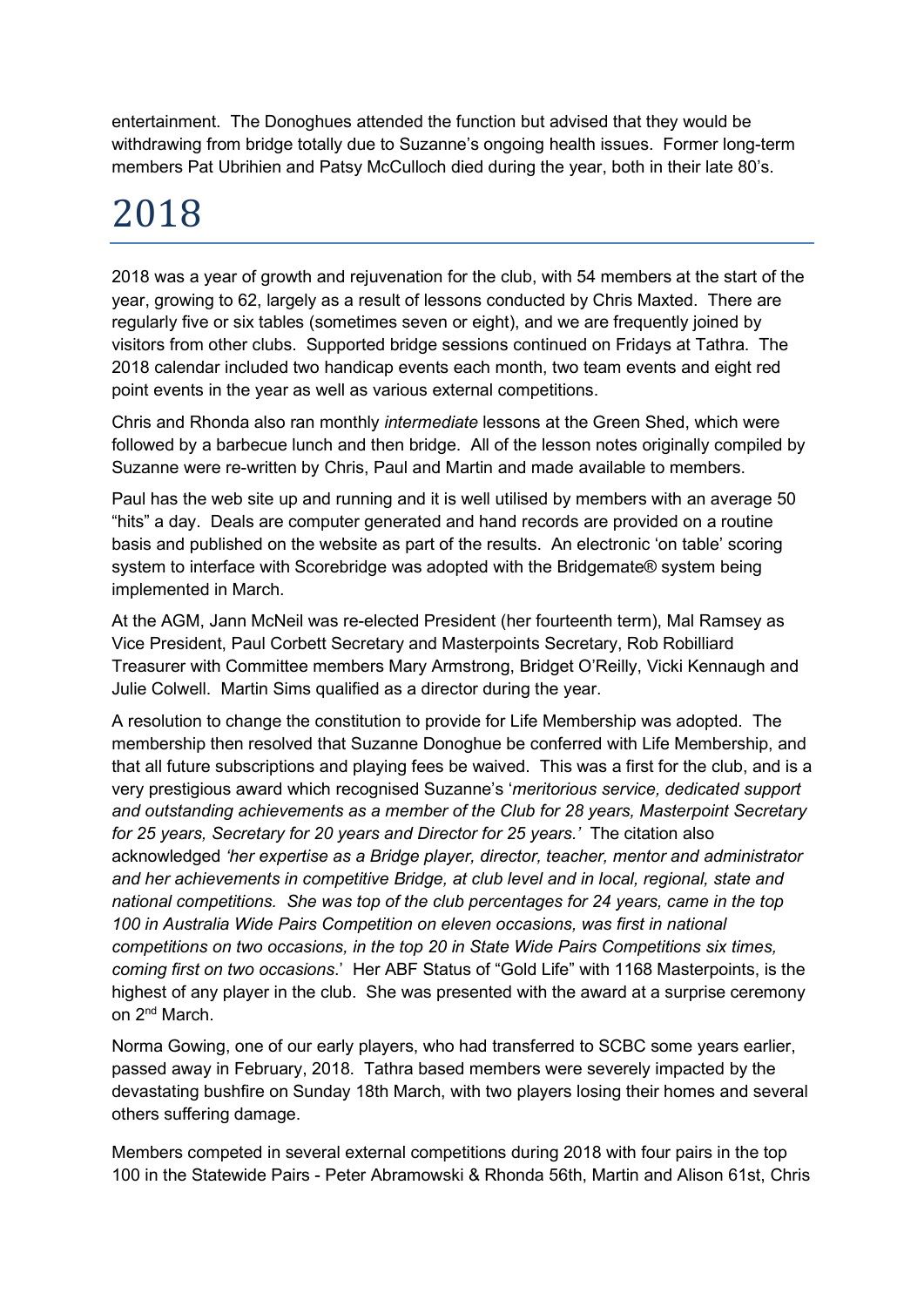entertainment. The Donoghues attended the function but advised that they would be withdrawing from bridge totally due to Suzanne's ongoing health issues. Former long-term members Pat Ubrihien and Patsy McCulloch died during the year, both in their late 80's.

# 2018

2018 was a year of growth and rejuvenation for the club, with 54 members at the start of the year, growing to 62, largely as a result of lessons conducted by Chris Maxted. There are regularly five or six tables (sometimes seven or eight), and we are frequently joined by visitors from other clubs. Supported bridge sessions continued on Fridays at Tathra. The 2018 calendar included two handicap events each month, two team events and eight red point events in the year as well as various external competitions.

Chris and Rhonda also ran monthly *intermediate* lessons at the Green Shed, which were followed by a barbecue lunch and then bridge. All of the lesson notes originally compiled by Suzanne were re-written by Chris, Paul and Martin and made available to members.

Paul has the web site up and running and it is well utilised by members with an average 50 "hits" a day. Deals are computer generated and hand records are provided on a routine basis and published on the website as part of the results. An electronic 'on table' scoring system to interface with Scorebridge was adopted with the Bridgemate® system being implemented in March.

At the AGM, Jann McNeil was re-elected President (her fourteenth term), Mal Ramsey as Vice President, Paul Corbett Secretary and Masterpoints Secretary, Rob Robilliard Treasurer with Committee members Mary Armstrong, Bridget O'Reilly, Vicki Kennaugh and Julie Colwell. Martin Sims qualified as a director during the year.

A resolution to change the constitution to provide for Life Membership was adopted. The membership then resolved that Suzanne Donoghue be conferred with Life Membership, and that all future subscriptions and playing fees be waived. This was a first for the club, and is a very prestigious award which recognised Suzanne's '*meritorious service, dedicated support and outstanding achievements as a member of the Club for 28 years, Masterpoint Secretary for 25 years, Secretary for 20 years and Director for 25 years.'* The citation also acknowledged *'her expertise as a Bridge player, director, teacher, mentor and administrator and her achievements in competitive Bridge, at club level and in local, regional, state and national competitions. She was top of the club percentages for 24 years, came in the top 100 in Australia Wide Pairs Competition on eleven occasions, was first in national competitions on two occasions, in the top 20 in State Wide Pairs Competitions six times, coming first on two occasions*.' Her ABF Status of "Gold Life" with 1168 Masterpoints, is the highest of any player in the club. She was presented with the award at a surprise ceremony on 2nd March.

Norma Gowing, one of our early players, who had transferred to SCBC some years earlier, passed away in February, 2018. Tathra based members were severely impacted by the devastating bushfire on Sunday 18th March, with two players losing their homes and several others suffering damage.

Members competed in several external competitions during 2018 with four pairs in the top 100 in the Statewide Pairs - Peter Abramowski & Rhonda 56th, Martin and Alison 61st, Chris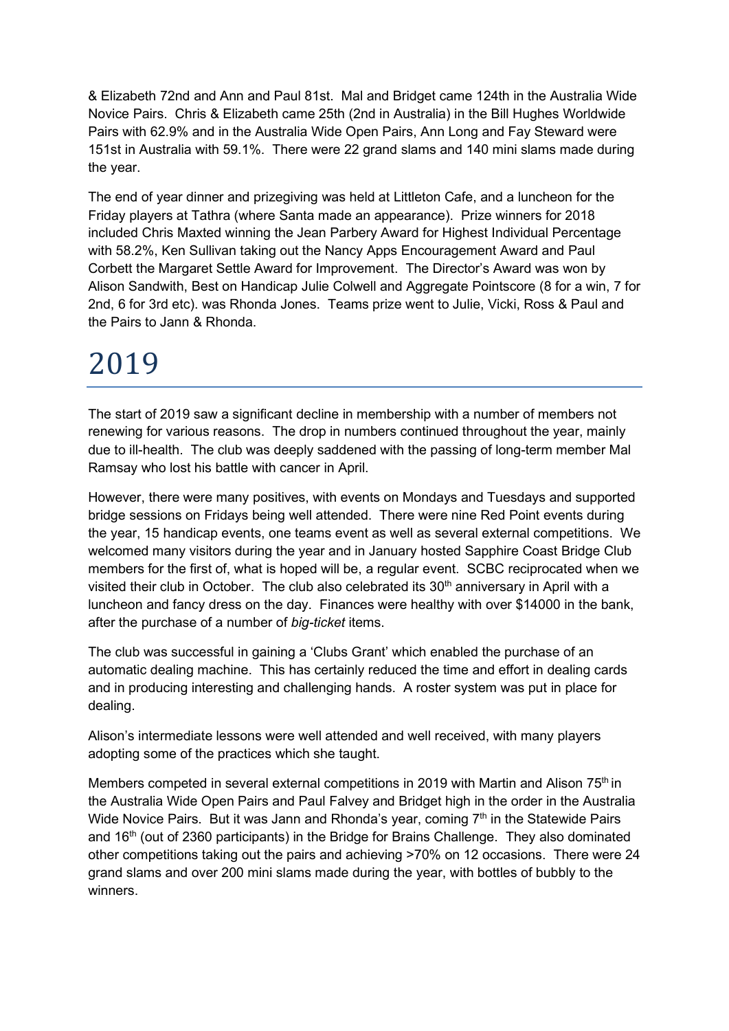& Elizabeth 72nd and Ann and Paul 81st. Mal and Bridget came 124th in the Australia Wide Novice Pairs. Chris & Elizabeth came 25th (2nd in Australia) in the Bill Hughes Worldwide Pairs with 62.9% and in the Australia Wide Open Pairs, Ann Long and Fay Steward were 151st in Australia with 59.1%. There were 22 grand slams and 140 mini slams made during the year.

The end of year dinner and prizegiving was held at Littleton Cafe, and a luncheon for the Friday players at Tathra (where Santa made an appearance). Prize winners for 2018 included Chris Maxted winning the Jean Parbery Award for Highest Individual Percentage with 58.2%, Ken Sullivan taking out the Nancy Apps Encouragement Award and Paul Corbett the Margaret Settle Award for Improvement. The Director's Award was won by Alison Sandwith, Best on Handicap Julie Colwell and Aggregate Pointscore (8 for a win, 7 for 2nd, 6 for 3rd etc). was Rhonda Jones. Teams prize went to Julie, Vicki, Ross & Paul and the Pairs to Jann & Rhonda.

# 2019

The start of 2019 saw a significant decline in membership with a number of members not renewing for various reasons. The drop in numbers continued throughout the year, mainly due to ill-health. The club was deeply saddened with the passing of long-term member Mal Ramsay who lost his battle with cancer in April.

However, there were many positives, with events on Mondays and Tuesdays and supported bridge sessions on Fridays being well attended. There were nine Red Point events during the year, 15 handicap events, one teams event as well as several external competitions. We welcomed many visitors during the year and in January hosted Sapphire Coast Bridge Club members for the first of, what is hoped will be, a regular event. SCBC reciprocated when we visited their club in October. The club also celebrated its 30th anniversary in April with a luncheon and fancy dress on the day. Finances were healthy with over $14000 in the bank, after the purchase of a number of *big-ticket* items.

The club was successful in gaining a 'Clubs Grant' which enabled the purchase of an automatic dealing machine. This has certainly reduced the time and effort in dealing cards and in producing interesting and challenging hands. A roster system was put in place for dealing.

Alison's intermediate lessons were well attended and well received, with many players adopting some of the practices which she taught.

Members competed in several external competitions in 2019 with Martin and Alison 75th in the Australia Wide Open Pairs and Paul Falvey and Bridget high in the order in the Australia Wide Novice Pairs. But it was Jann and Rhonda's year, coming 7th in the Statewide Pairs and 16th (out of 2360 participants) in the Bridge for Brains Challenge. They also dominated other competitions taking out the pairs and achieving >70% on 12 occasions. There were 24 grand slams and over 200 mini slams made during the year, with bottles of bubbly to the winners.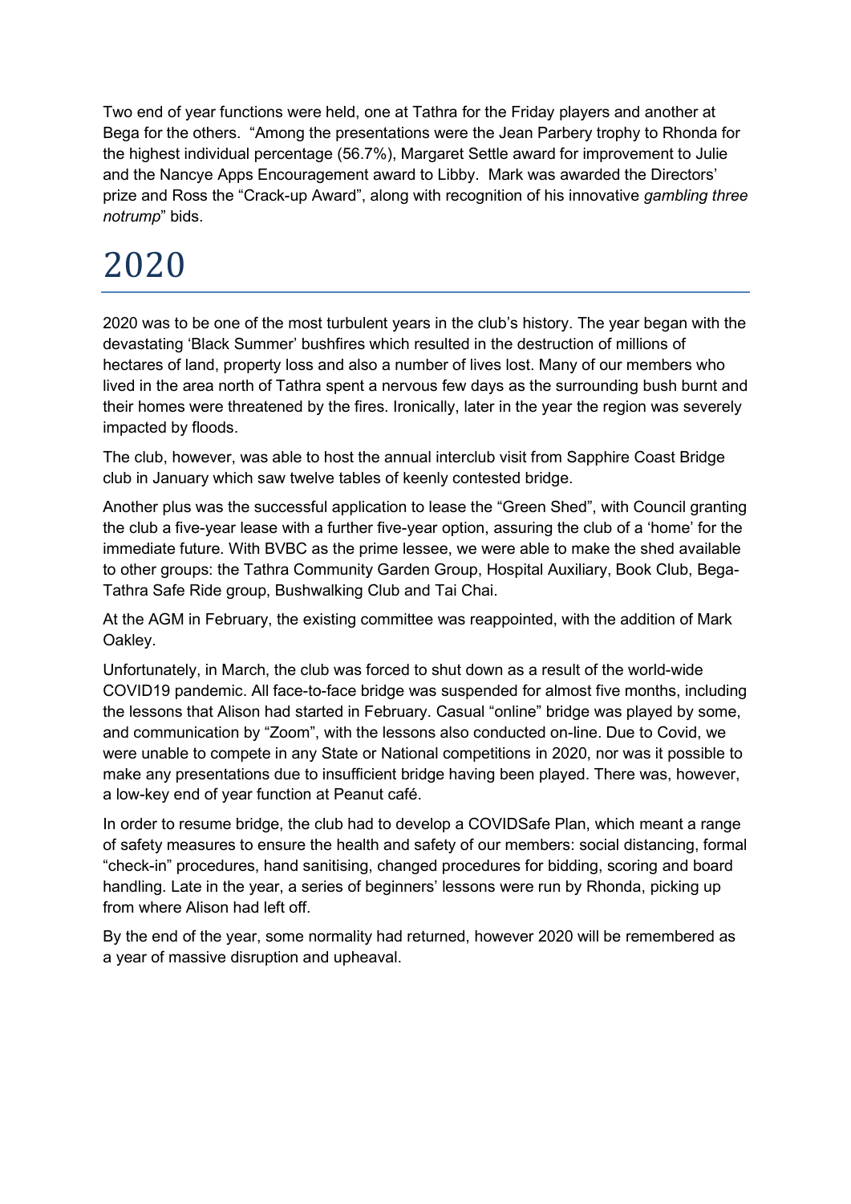Two end of year functions were held, one at Tathra for the Friday players and another at Bega for the others. "Among the presentations were the Jean Parbery trophy to Rhonda for the highest individual percentage (56.7%), Margaret Settle award for improvement to Julie and the Nancye Apps Encouragement award to Libby. Mark was awarded the Directors' prize and Ross the "Crack-up Award", along with recognition of his innovative *gambling three notrump*" bids.

# 2020

2020 was to be one of the most turbulent years in the club's history. The year began with the devastating 'Black Summer' bushfires which resulted in the destruction of millions of hectares of land, property loss and also a number of lives lost. Many of our members who lived in the area north of Tathra spent a nervous few days as the surrounding bush burnt and their homes were threatened by the fires. Ironically, later in the year the region was severely impacted by floods.

The club, however, was able to host the annual interclub visit from Sapphire Coast Bridge club in January which saw twelve tables of keenly contested bridge.

Another plus was the successful application to lease the "Green Shed", with Council granting the club a five-year lease with a further five-year option, assuring the club of a 'home' for the immediate future. With BVBC as the prime lessee, we were able to make the shed available to other groups: the Tathra Community Garden Group, Hospital Auxiliary, Book Club, Bega-Tathra Safe Ride group, Bushwalking Club and Tai Chai.

At the AGM in February, the existing committee was reappointed, with the addition of Mark Oakley.

Unfortunately, in March, the club was forced to shut down as a result of the world-wide COVID19 pandemic. All face-to-face bridge was suspended for almost five months, including the lessons that Alison had started in February. Casual "online" bridge was played by some, and communication by "Zoom", with the lessons also conducted on-line. Due to Covid, we were unable to compete in any State or National competitions in 2020, nor was it possible to make any presentations due to insufficient bridge having been played. There was, however, a low-key end of year function at Peanut café.

In order to resume bridge, the club had to develop a COVIDSafe Plan, which meant a range of safety measures to ensure the health and safety of our members: social distancing, formal "check-in" procedures, hand sanitising, changed procedures for bidding, scoring and board handling. Late in the year, a series of beginners' lessons were run by Rhonda, picking up from where Alison had left off.

By the end of the year, some normality had returned, however 2020 will be remembered as a year of massive disruption and upheaval.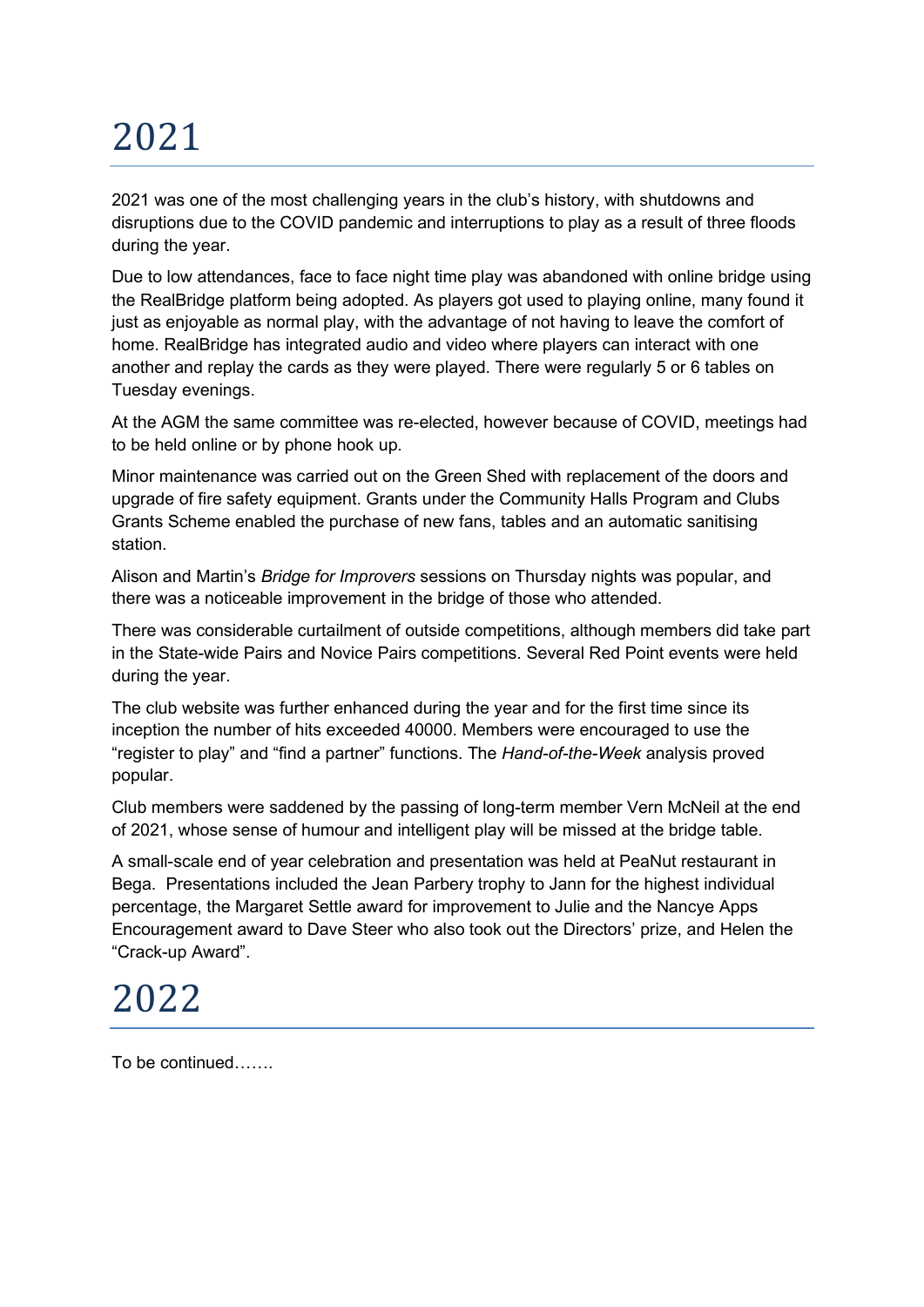# 2021

2021 was one of the most challenging years in the club's history, with shutdowns and disruptions due to the COVID pandemic and interruptions to play as a result of three floods during the year.

Due to low attendances, face to face night time play was abandoned with online bridge using the RealBridge platform being adopted. As players got used to playing online, many found it just as enjoyable as normal play, with the advantage of not having to leave the comfort of home. RealBridge has integrated audio and video where players can interact with one another and replay the cards as they were played. There were regularly 5 or 6 tables on Tuesday evenings.

At the AGM the same committee was re-elected, however because of COVID, meetings had to be held online or by phone hook up.

Minor maintenance was carried out on the Green Shed with replacement of the doors and upgrade of fire safety equipment. Grants under the Community Halls Program and Clubs Grants Scheme enabled the purchase of new fans, tables and an automatic sanitising station.

Alison and Martin's *Bridge for Improvers* sessions on Thursday nights was popular, and there was a noticeable improvement in the bridge of those who attended.

There was considerable curtailment of outside competitions, although members did take part in the State-wide Pairs and Novice Pairs competitions. Several Red Point events were held during the year.

The club website was further enhanced during the year and for the first time since its inception the number of hits exceeded 40000. Members were encouraged to use the "register to play" and "find a partner" functions. The *Hand-of-the-Week* analysis proved popular.

Club members were saddened by the passing of long-term member Vern McNeil at the end of 2021, whose sense of humour and intelligent play will be missed at the bridge table.

A small-scale end of year celebration and presentation was held at PeaNut restaurant in Bega. Presentations included the Jean Parbery trophy to Jann for the highest individual percentage, the Margaret Settle award for improvement to Julie and the Nancye Apps Encouragement award to Dave Steer who also took out the Directors' prize, and Helen the "Crack-up Award".

# 2022

To be continued…….